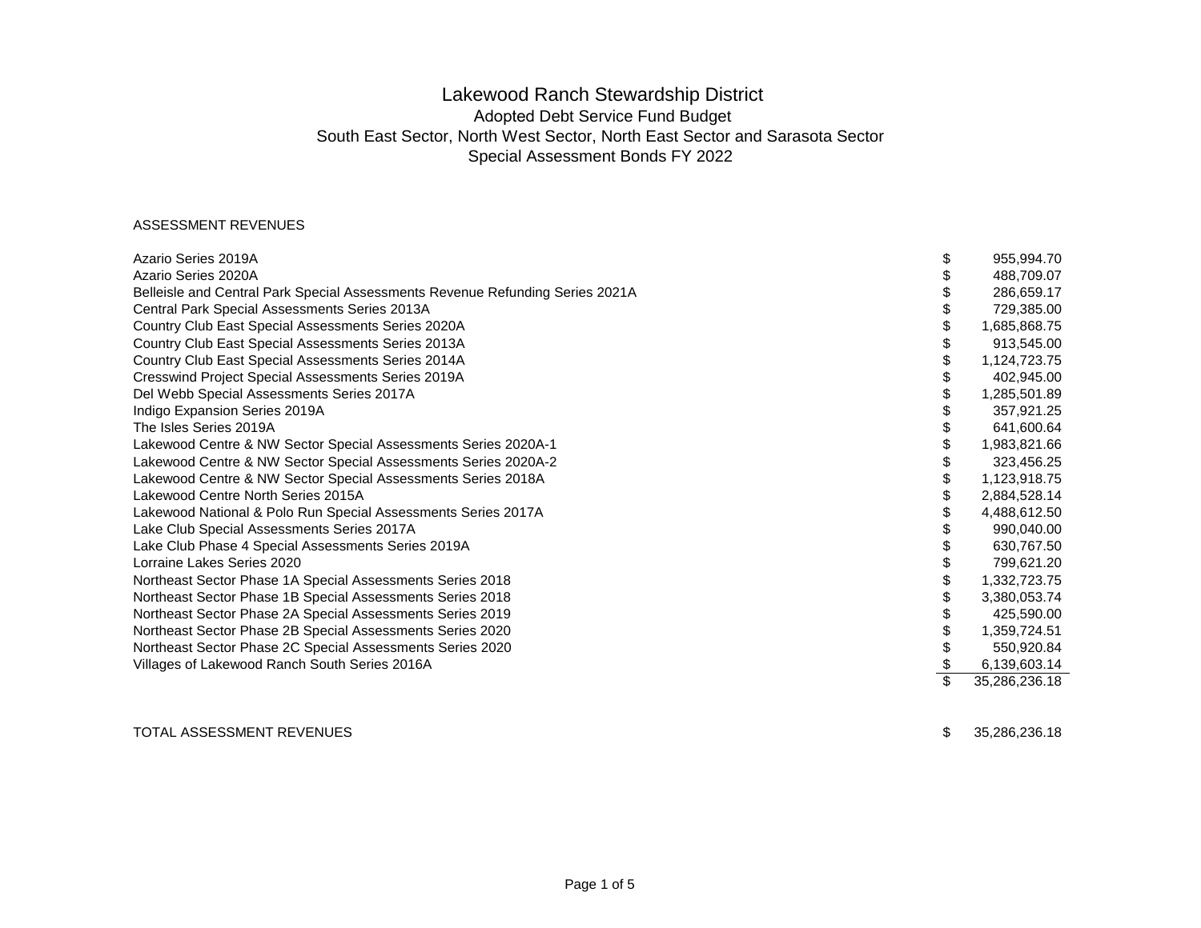# Lakewood Ranch Stewardship District

## Adopted Debt Service Fund Budget

## South East Sector, North West Sector, North East Sector and Sarasota Sector

## Special Assessment Bonds FY 2022

ASSESSMENT REVENUES

| | | |
|---|---|---|
| Azario Series 2019A | $ | 955,994.70 |
| Azario Series 2020A | $ | 488,709.07 |
| Belleisle and Central Park Special Assessments Revenue Refunding Series 2021A | $ | 286,659.17 |
| Central Park Special Assessments Series 2013A | $ | 729,385.00 |
| Country Club East Special Assessments Series 2020A | $ | 1,685,868.75 |
| Country Club East Special Assessments Series 2013A | $ | 913,545.00 |
| Country Club East Special Assessments Series 2014A | $ | 1,124,723.75 |
| Cresswind Project Special Assessments Series 2019A | $ | 402,945.00 |
| Del Webb Special Assessments Series 2017A | $ | 1,285,501.89 |
| Indigo Expansion Series 2019A | $ | 357,921.25 |
| The Isles Series 2019A | $ | 641,600.64 |
| Lakewood Centre & NW Sector Special Assessments Series 2020A-1 | $ | 1,983,821.66 |
| Lakewood Centre & NW Sector Special Assessments Series 2020A-2 | $ | 323,456.25 |
| Lakewood Centre & NW Sector Special Assessments Series 2018A | $ | 1,123,918.75 |
| Lakewood Centre North Series 2015A | $ | 2,884,528.14 |
| Lakewood National & Polo Run Special Assessments Series 2017A | $ | 4,488,612.50 |
| Lake Club Special Assessments Series 2017A | $ | 990,040.00 |
| Lake Club Phase 4 Special Assessments Series 2019A | $ | 630,767.50 |
| Lorraine Lakes Series 2020 | $ | 799,621.20 |
| Northeast Sector Phase 1A Special Assessments Series 2018 | $ | 1,332,723.75 |
| Northeast Sector Phase 1B Special Assessments Series 2018 | $ | 3,380,053.74 |
| Northeast Sector Phase 2A Special Assessments Series 2019 | $ | 425,590.00 |
| Northeast Sector Phase 2B Special Assessments Series 2020 | $ | 1,359,724.51 |
| Northeast Sector Phase 2C Special Assessments Series 2020 | $ | 550,920.84 |
| Villages of Lakewood Ranch South Series 2016A | $ | 6,139,603.14 |
| | $ | 35,286,236.18 |
| | | |
| TOTAL ASSESSMENT REVENUES | $ | 35,286,236.18 |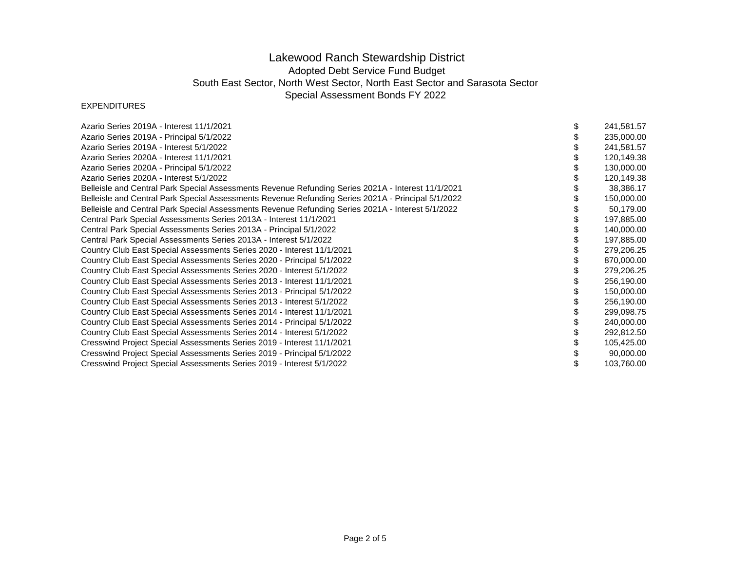# Lakewood Ranch Stewardship District

## Adopted Debt Service Fund Budget

## South East Sector, North West Sector, North East Sector and Sarasota Sector

## Special Assessment Bonds FY 2022

EXPENDITURES

| Description | | Amount |
|---|---|---|
| Azario Series 2019A - Interest 11/1/2021 | $ | 241,581.57 |
| Azario Series 2019A - Principal 5/1/2022 | $ | 235,000.00 |
| Azario Series 2019A - Interest 5/1/2022 | $ | 241,581.57 |
| Azario Series 2020A - Interest 11/1/2021 | $ | 120,149.38 |
| Azario Series 2020A - Principal 5/1/2022 | $ | 130,000.00 |
| Azario Series 2020A - Interest 5/1/2022 | $ | 120,149.38 |
| Belleisle and Central Park Special Assessments Revenue Refunding Series 2021A - Interest 11/1/2021 | $ | 38,386.17 |
| Belleisle and Central Park Special Assessments Revenue Refunding Series 2021A - Principal 5/1/2022 | $ | 150,000.00 |
| Belleisle and Central Park Special Assessments Revenue Refunding Series 2021A - Interest 5/1/2022 | $ | 50,179.00 |
| Central Park Special Assessments Series 2013A - Interest 11/1/2021 | $ | 197,885.00 |
| Central Park Special Assessments Series 2013A - Principal 5/1/2022 | $ | 140,000.00 |
| Central Park Special Assessments Series 2013A - Interest 5/1/2022 | $ | 197,885.00 |
| Country Club East Special Assessments Series 2020 - Interest 11/1/2021 | $ | 279,206.25 |
| Country Club East Special Assessments Series 2020 - Principal 5/1/2022 | $ | 870,000.00 |
| Country Club East Special Assessments Series 2020 - Interest 5/1/2022 | $ | 279,206.25 |
| Country Club East Special Assessments Series 2013 - Interest 11/1/2021 | $ | 256,190.00 |
| Country Club East Special Assessments Series 2013 - Principal 5/1/2022 | $ | 150,000.00 |
| Country Club East Special Assessments Series 2013 - Interest 5/1/2022 | $ | 256,190.00 |
| Country Club East Special Assessments Series 2014 - Interest 11/1/2021 | $ | 299,098.75 |
| Country Club East Special Assessments Series 2014 - Principal 5/1/2022 | $ | 240,000.00 |
| Country Club East Special Assessments Series 2014 - Interest 5/1/2022 | $ | 292,812.50 |
| Cresswind Project Special Assessments Series 2019 - Interest 11/1/2021 | $ | 105,425.00 |
| Cresswind Project Special Assessments Series 2019 - Principal 5/1/2022 | $ | 90,000.00 |
| Cresswind Project Special Assessments Series 2019 - Interest 5/1/2022 | $ | 103,760.00 |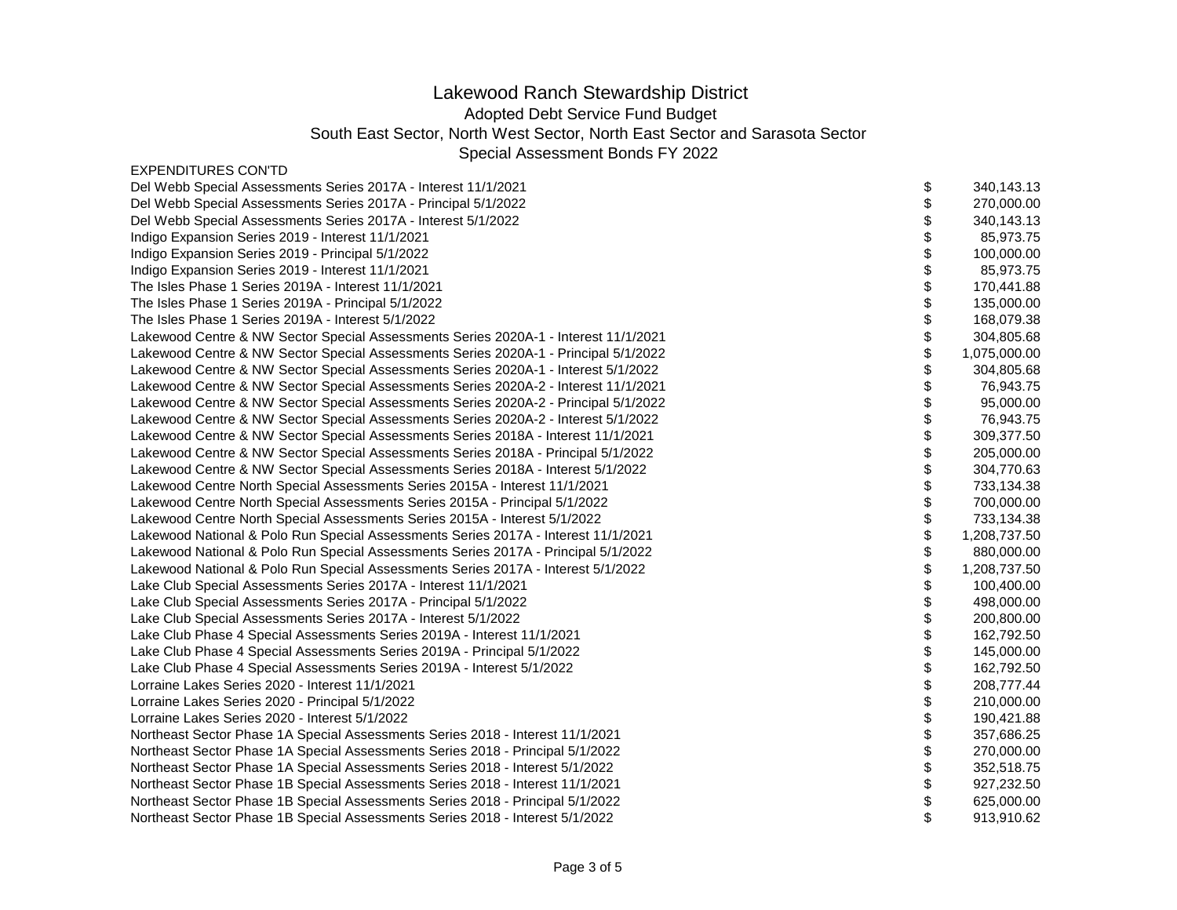# Lakewood Ranch Stewardship District

## Adopted Debt Service Fund Budget

## South East Sector, North West Sector, North East Sector and Sarasota Sector

## Special Assessment Bonds FY 2022

| EXPENDITURES CON'TD | | |
|---|---|---|
| Del Webb Special Assessments Series 2017A - Interest 11/1/2021 | $ | 340,143.13 |
| Del Webb Special Assessments Series 2017A - Principal 5/1/2022 | $ | 270,000.00 |
| Del Webb Special Assessments Series 2017A - Interest 5/1/2022 | $ | 340,143.13 |
| Indigo Expansion Series 2019 - Interest 11/1/2021 | $ | 85,973.75 |
| Indigo Expansion Series 2019 - Principal 5/1/2022 | $ | 100,000.00 |
| Indigo Expansion Series 2019 - Interest 11/1/2021 | $ | 85,973.75 |
| The Isles Phase 1 Series 2019A - Interest 11/1/2021 | $ | 170,441.88 |
| The Isles Phase 1 Series 2019A - Principal 5/1/2022 | $ | 135,000.00 |
| The Isles Phase 1 Series 2019A - Interest 5/1/2022 | $ | 168,079.38 |
| Lakewood Centre & NW Sector Special Assessments Series 2020A-1 - Interest 11/1/2021 | $ | 304,805.68 |
| Lakewood Centre & NW Sector Special Assessments Series 2020A-1 - Principal 5/1/2022 | $ | 1,075,000.00 |
| Lakewood Centre & NW Sector Special Assessments Series 2020A-1 - Interest 5/1/2022 | $ | 304,805.68 |
| Lakewood Centre & NW Sector Special Assessments Series 2020A-2 - Interest 11/1/2021 | $ | 76,943.75 |
| Lakewood Centre & NW Sector Special Assessments Series 2020A-2 - Principal 5/1/2022 | $ | 95,000.00 |
| Lakewood Centre & NW Sector Special Assessments Series 2020A-2 - Interest 5/1/2022 | $ | 76,943.75 |
| Lakewood Centre & NW Sector Special Assessments Series 2018A - Interest 11/1/2021 | $ | 309,377.50 |
| Lakewood Centre & NW Sector Special Assessments Series 2018A - Principal 5/1/2022 | $ | 205,000.00 |
| Lakewood Centre & NW Sector Special Assessments Series 2018A - Interest 5/1/2022 | $ | 304,770.63 |
| Lakewood Centre North Special Assessments Series 2015A - Interest 11/1/2021 | $ | 733,134.38 |
| Lakewood Centre North Special Assessments Series 2015A - Principal 5/1/2022 | $ | 700,000.00 |
| Lakewood Centre North Special Assessments Series 2015A - Interest 5/1/2022 | $ | 733,134.38 |
| Lakewood National & Polo Run Special Assessments Series 2017A - Interest 11/1/2021 | $ | 1,208,737.50 |
| Lakewood National & Polo Run Special Assessments Series 2017A - Principal 5/1/2022 | $ | 880,000.00 |
| Lakewood National & Polo Run Special Assessments Series 2017A - Interest 5/1/2022 | $ | 1,208,737.50 |
| Lake Club Special Assessments Series 2017A - Interest 11/1/2021 | $ | 100,400.00 |
| Lake Club Special Assessments Series 2017A - Principal 5/1/2022 | $ | 498,000.00 |
| Lake Club Special Assessments Series 2017A - Interest 5/1/2022 | $ | 200,800.00 |
| Lake Club Phase 4 Special Assessments Series 2019A - Interest 11/1/2021 | $ | 162,792.50 |
| Lake Club Phase 4 Special Assessments Series 2019A - Principal 5/1/2022 | $ | 145,000.00 |
| Lake Club Phase 4 Special Assessments Series 2019A - Interest 5/1/2022 | $ | 162,792.50 |
| Lorraine Lakes Series 2020 - Interest 11/1/2021 | $ | 208,777.44 |
| Lorraine Lakes Series 2020 - Principal 5/1/2022 | $ | 210,000.00 |
| Lorraine Lakes Series 2020 - Interest 5/1/2022 | $ | 190,421.88 |
| Northeast Sector Phase 1A Special Assessments Series 2018 - Interest 11/1/2021 | $ | 357,686.25 |
| Northeast Sector Phase 1A Special Assessments Series 2018 - Principal 5/1/2022 | $ | 270,000.00 |
| Northeast Sector Phase 1A Special Assessments Series 2018 - Interest 5/1/2022 | $ | 352,518.75 |
| Northeast Sector Phase 1B Special Assessments Series 2018 - Interest 11/1/2021 | $ | 927,232.50 |
| Northeast Sector Phase 1B Special Assessments Series 2018 - Principal 5/1/2022 | $ | 625,000.00 |
| Northeast Sector Phase 1B Special Assessments Series 2018 - Interest 5/1/2022 | $ | 913,910.62 |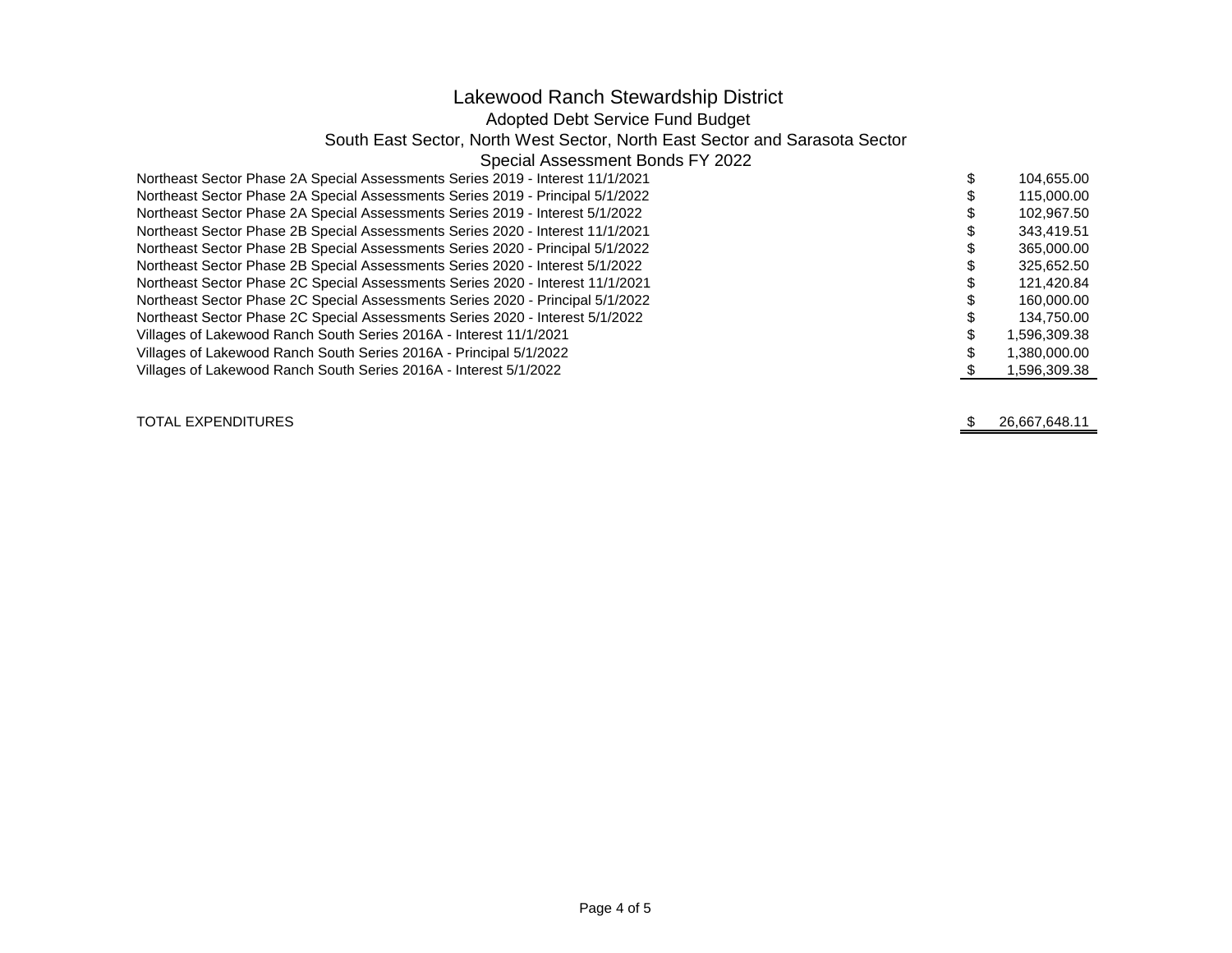# Lakewood Ranch Stewardship District

## Adopted Debt Service Fund Budget

### South East Sector, North West Sector, North East Sector and Sarasota Sector

### Special Assessment Bonds FY 2022

| Description | Amount |
|---|---|
| Northeast Sector Phase 2A Special Assessments Series 2019 - Interest 11/1/2021 | $ 104,655.00 |
| Northeast Sector Phase 2A Special Assessments Series 2019 - Principal 5/1/2022 | $ 115,000.00 |
| Northeast Sector Phase 2A Special Assessments Series 2019 - Interest 5/1/2022 | $ 102,967.50 |
| Northeast Sector Phase 2B Special Assessments Series 2020 - Interest 11/1/2021 | $ 343,419.51 |
| Northeast Sector Phase 2B Special Assessments Series 2020 - Principal 5/1/2022 | $ 365,000.00 |
| Northeast Sector Phase 2B Special Assessments Series 2020 - Interest 5/1/2022 | $ 325,652.50 |
| Northeast Sector Phase 2C Special Assessments Series 2020 - Interest 11/1/2021 | $ 121,420.84 |
| Northeast Sector Phase 2C Special Assessments Series 2020 - Principal 5/1/2022 | $ 160,000.00 |
| Northeast Sector Phase 2C Special Assessments Series 2020 - Interest 5/1/2022 | $ 134,750.00 |
| Villages of Lakewood Ranch South Series 2016A - Interest 11/1/2021 | $ 1,596,309.38 |
| Villages of Lakewood Ranch South Series 2016A - Principal 5/1/2022 | $ 1,380,000.00 |
| Villages of Lakewood Ranch South Series 2016A - Interest 5/1/2022 | $ 1,596,309.38 |
| | |
| TOTAL EXPENDITURES | $ 26,667,648.11 |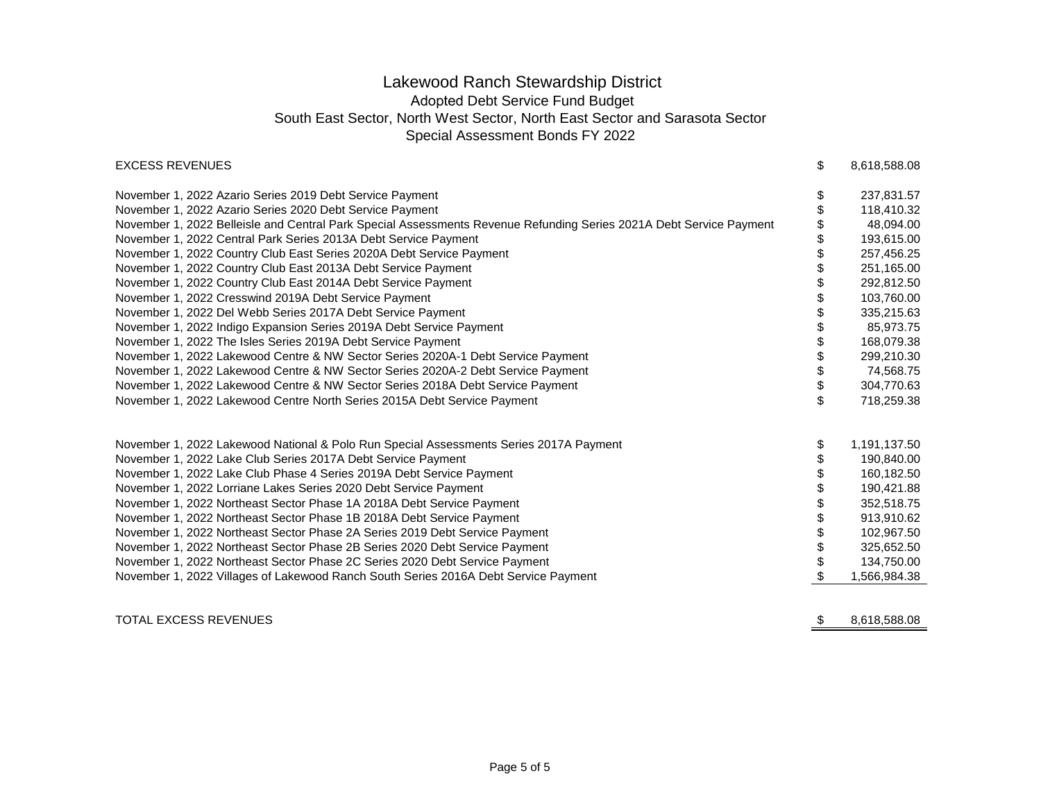# Lakewood Ranch Stewardship District

## Adopted Debt Service Fund Budget

## South East Sector, North West Sector, North East Sector and Sarasota Sector

## Special Assessment Bonds FY 2022

| | | |
|---|---|---|
| EXCESS REVENUES | $ | 8,618,588.08 |
| | | |
| November 1, 2022 Azario Series 2019 Debt Service Payment | $ | 237,831.57 |
| November 1, 2022 Azario Series 2020 Debt Service Payment | $ | 118,410.32 |
| November 1, 2022 Belleisle and Central Park Special Assessments Revenue Refunding Series 2021A Debt Service Payment | $ | 48,094.00 |
| November 1, 2022 Central Park Series 2013A Debt Service Payment | $ | 193,615.00 |
| November 1, 2022 Country Club East Series 2020A Debt Service Payment | $ | 257,456.25 |
| November 1, 2022 Country Club East 2013A Debt Service Payment | $ | 251,165.00 |
| November 1, 2022 Country Club East 2014A Debt Service Payment | $ | 292,812.50 |
| November 1, 2022 Cresswind 2019A Debt Service Payment | $ | 103,760.00 |
| November 1, 2022 Del Webb Series 2017A Debt Service Payment | $ | 335,215.63 |
| November 1, 2022 Indigo Expansion Series 2019A Debt Service Payment | $ | 85,973.75 |
| November 1, 2022 The Isles Series 2019A Debt Service Payment | $ | 168,079.38 |
| November 1, 2022 Lakewood Centre & NW Sector Series 2020A-1 Debt Service Payment | $ | 299,210.30 |
| November 1, 2022 Lakewood Centre & NW Sector Series 2020A-2 Debt Service Payment | $ | 74,568.75 |
| November 1, 2022 Lakewood Centre & NW Sector Series 2018A Debt Service Payment | $ | 304,770.63 |
| November 1, 2022 Lakewood Centre North Series 2015A Debt Service Payment | $ | 718,259.38 |
| | | |
| November 1, 2022 Lakewood National & Polo Run Special Assessments Series 2017A Payment | $ | 1,191,137.50 |
| November 1, 2022 Lake Club Series 2017A Debt Service Payment | $ | 190,840.00 |
| November 1, 2022 Lake Club Phase 4 Series 2019A Debt Service Payment | $ | 160,182.50 |
| November 1, 2022 Lorriane Lakes Series 2020 Debt Service Payment | $ | 190,421.88 |
| November 1, 2022 Northeast Sector Phase 1A 2018A Debt Service Payment | $ | 352,518.75 |
| November 1, 2022 Northeast Sector Phase 1B 2018A Debt Service Payment | $ | 913,910.62 |
| November 1, 2022 Northeast Sector Phase 2A Series 2019 Debt Service Payment | $ | 102,967.50 |
| November 1, 2022 Northeast Sector Phase 2B Series 2020 Debt Service Payment | $ | 325,652.50 |
| November 1, 2022 Northeast Sector Phase 2C Series 2020 Debt Service Payment | $ | 134,750.00 |
| November 1, 2022 Villages of Lakewood Ranch South Series 2016A Debt Service Payment | $ | 1,566,984.38 |
| | | |
| TOTAL EXCESS REVENUES | $ | 8,618,588.08 |